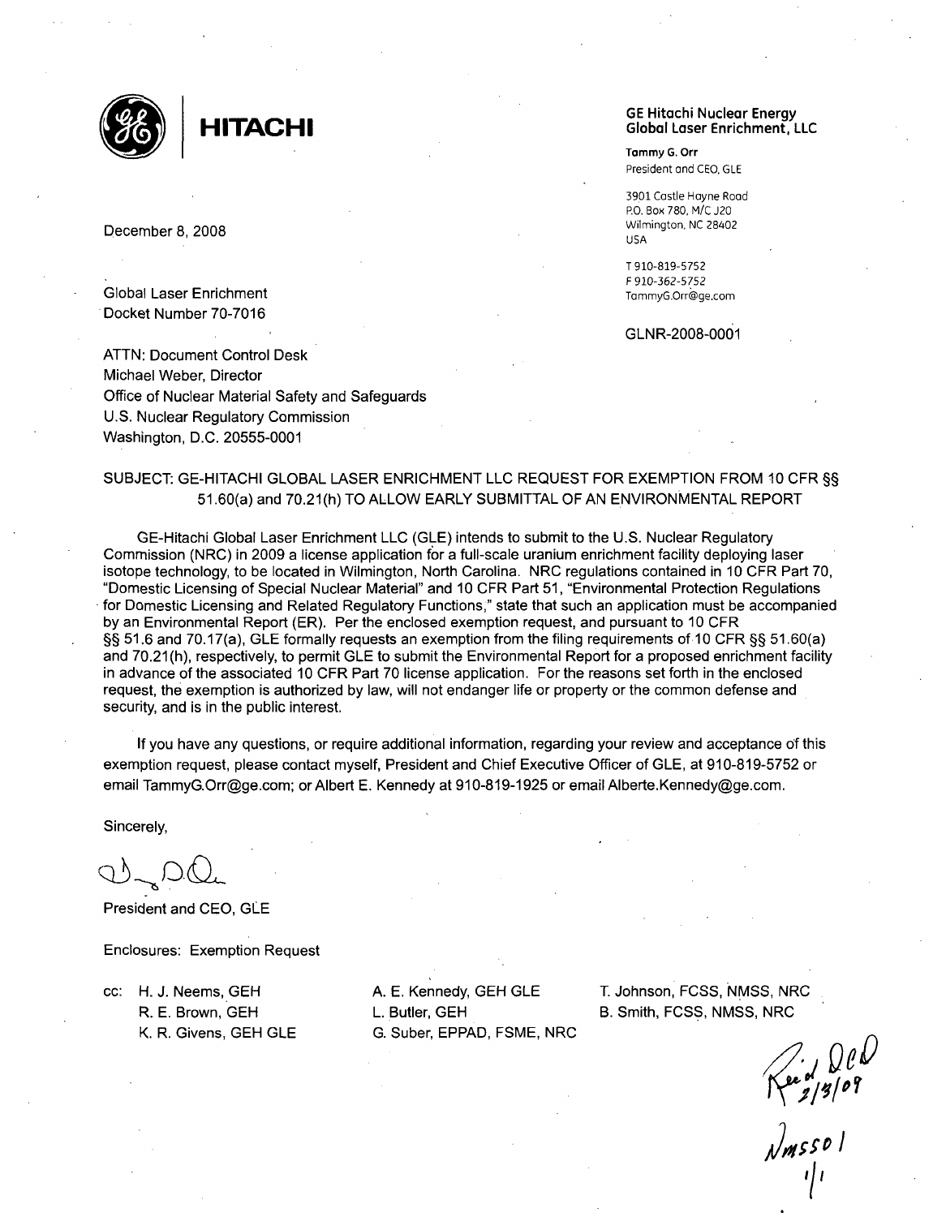GE | HITACHI

**GE Hitachi Nuclear Energy**
**Global Laser Enrichment, LLC**

**Tammy G. Orr**
President and CEO, GLE

3901 Castle Hayne Road
P.O. Box 780, M/C J20
Wilmington, NC 28402
USA

T 910-819-5752
F 910-362-5752
TammyG.Orr@ge.com

GLNR-2008-0001

December 8, 2008

Global Laser Enrichment
Docket Number 70-7016

ATTN: Document Control Desk
Michael Weber, Director
Office of Nuclear Material Safety and Safeguards
U.S. Nuclear Regulatory Commission
Washington, D.C. 20555-0001

SUBJECT: GE-HITACHI GLOBAL LASER ENRICHMENT LLC REQUEST FOR EXEMPTION FROM 10 CFR §§ 51.60(a) and 70.21(h) TO ALLOW EARLY SUBMITTAL OF AN ENVIRONMENTAL REPORT

GE-Hitachi Global Laser Enrichment LLC (GLE) intends to submit to the U.S. Nuclear Regulatory Commission (NRC) in 2009 a license application for a full-scale uranium enrichment facility deploying laser isotope technology, to be located in Wilmington, North Carolina. NRC regulations contained in 10 CFR Part 70, "Domestic Licensing of Special Nuclear Material" and 10 CFR Part 51, "Environmental Protection Regulations for Domestic Licensing and Related Regulatory Functions," state that such an application must be accompanied by an Environmental Report (ER). Per the enclosed exemption request, and pursuant to 10 CFR §§ 51.6 and 70.17(a), GLE formally requests an exemption from the filing requirements of 10 CFR §§ 51.60(a) and 70.21(h), respectively, to permit GLE to submit the Environmental Report for a proposed enrichment facility in advance of the associated 10 CFR Part 70 license application. For the reasons set forth in the enclosed request, the exemption is authorized by law, will not endanger life or property or the common defense and security, and is in the public interest.

If you have any questions, or require additional information, regarding your review and acceptance of this exemption request, please contact myself, President and Chief Executive Officer of GLE, at 910-819-5752 or email TammyG.Orr@ge.com; or Albert E. Kennedy at 910-819-1925 or email Alberte.Kennedy@ge.com.

Sincerely,

President and CEO, GLE

Enclosures: Exemption Request

cc:
H. J. Neems, GEH
R. E. Brown, GEH
K. R. Givens, GEH GLE
A. E. Kennedy, GEH GLE
L. Butler, GEH
G. Suber, EPPAD, FSME, NRC
T. Johnson, FCSS, NMSS, NRC
B. Smith, FCSS, NMSS, NRC

Rec'd OCD 2/3/09

NMSS01 1/1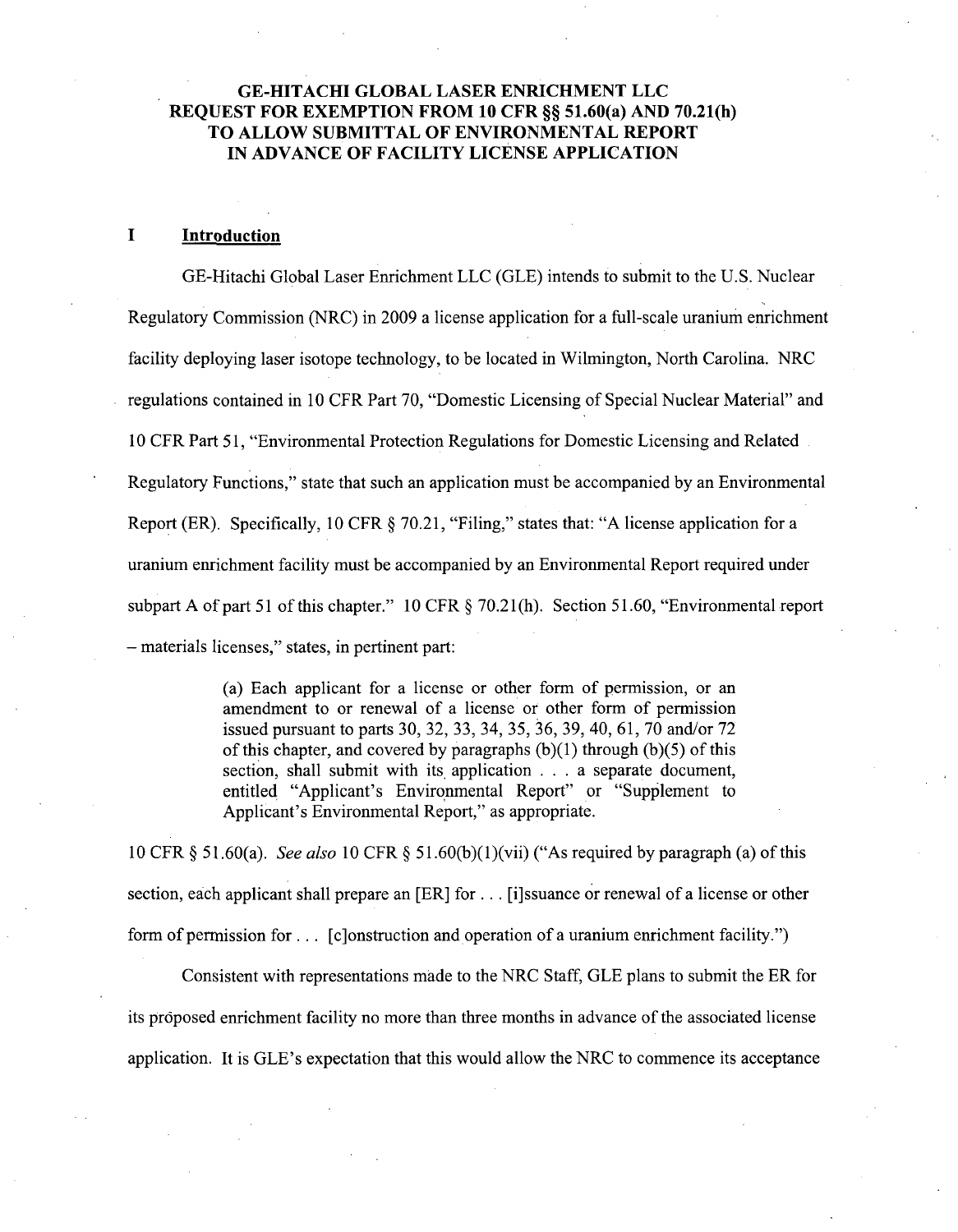# GE-HITACHI GLOBAL LASER ENRICHMENT LLC REQUEST FOR EXEMPTION FROM 10 CFR §§ 51.60(a) AND 70.21(h) TO ALLOW SUBMITTAL OF ENVIRONMENTAL REPORT IN ADVANCE OF FACILITY LICENSE APPLICATION

## I Introduction

GE-Hitachi Global Laser Enrichment LLC (GLE) intends to submit to the U.S. Nuclear Regulatory Commission (NRC) in 2009 a license application for a full-scale uranium enrichment facility deploying laser isotope technology, to be located in Wilmington, North Carolina. NRC regulations contained in 10 CFR Part 70, "Domestic Licensing of Special Nuclear Material" and 10 CFR Part 51, "Environmental Protection Regulations for Domestic Licensing and Related Regulatory Functions," state that such an application must be accompanied by an Environmental Report (ER). Specifically, 10 CFR § 70.21, "Filing," states that: "A license application for a uranium enrichment facility must be accompanied by an Environmental Report required under subpart A of part 51 of this chapter." 10 CFR § 70.21(h). Section 51.60, "Environmental report – materials licenses," states, in pertinent part:

> (a) Each applicant for a license or other form of permission, or an amendment to or renewal of a license or other form of permission issued pursuant to parts 30, 32, 33, 34, 35, 36, 39, 40, 61, 70 and/or 72 of this chapter, and covered by paragraphs (b)(1) through (b)(5) of this section, shall submit with its application . . . a separate document, entitled "Applicant's Environmental Report" or "Supplement to Applicant's Environmental Report," as appropriate.

10 CFR § 51.60(a). *See also* 10 CFR § 51.60(b)(1)(vii) ("As required by paragraph (a) of this section, each applicant shall prepare an [ER] for . . . [i]ssuance or renewal of a license or other form of permission for . . . [c]onstruction and operation of a uranium enrichment facility.")

Consistent with representations made to the NRC Staff, GLE plans to submit the ER for its proposed enrichment facility no more than three months in advance of the associated license application. It is GLE's expectation that this would allow the NRC to commence its acceptance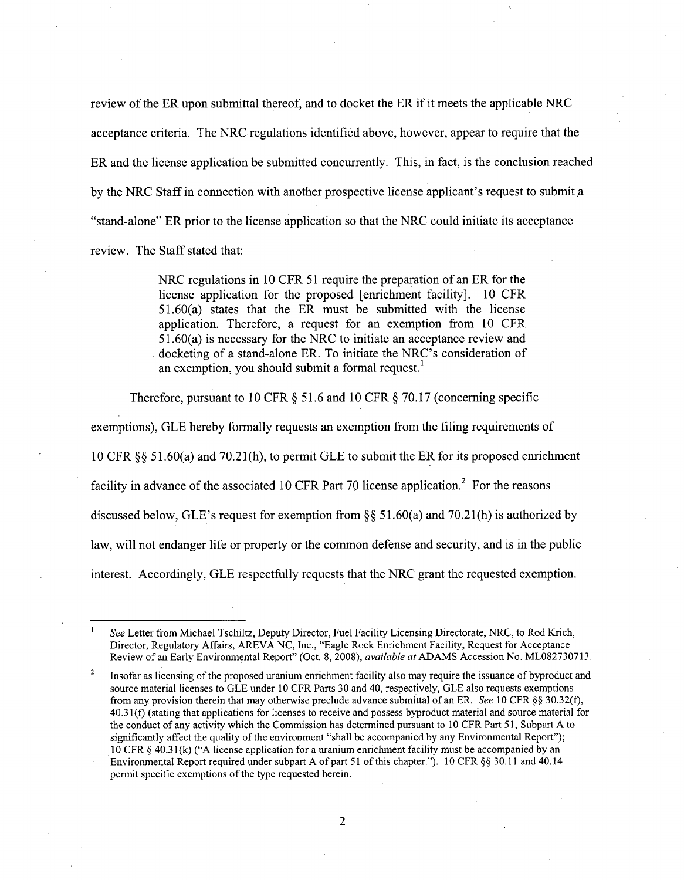review of the ER upon submittal thereof, and to docket the ER if it meets the applicable NRC acceptance criteria. The NRC regulations identified above, however, appear to require that the ER and the license application be submitted concurrently. This, in fact, is the conclusion reached by the NRC Staff in connection with another prospective license applicant's request to submit a "stand-alone" ER prior to the license application so that the NRC could initiate its acceptance review. The Staff stated that:

> NRC regulations in 10 CFR 51 require the preparation of an ER for the license application for the proposed [enrichment facility]. 10 CFR 51.60(a) states that the ER must be submitted with the license application. Therefore, a request for an exemption from 10 CFR 51.60(a) is necessary for the NRC to initiate an acceptance review and docketing of a stand-alone ER. To initiate the NRC's consideration of an exemption, you should submit a formal request.[1]

Therefore, pursuant to 10 CFR § 51.6 and 10 CFR § 70.17 (concerning specific exemptions), GLE hereby formally requests an exemption from the filing requirements of 10 CFR §§ 51.60(a) and 70.21(h), to permit GLE to submit the ER for its proposed enrichment facility in advance of the associated 10 CFR Part 70 license application.[2] For the reasons discussed below, GLE's request for exemption from §§ 51.60(a) and 70.21(h) is authorized by law, will not endanger life or property or the common defense and security, and is in the public interest. Accordingly, GLE respectfully requests that the NRC grant the requested exemption.

---

[1] *See* Letter from Michael Tschiltz, Deputy Director, Fuel Facility Licensing Directorate, NRC, to Rod Krich, Director, Regulatory Affairs, AREVA NC, Inc., "Eagle Rock Enrichment Facility, Request for Acceptance Review of an Early Environmental Report" (Oct. 8, 2008), *available at* ADAMS Accession No. ML082730713.

[2] Insofar as licensing of the proposed uranium enrichment facility also may require the issuance of byproduct and source material licenses to GLE under 10 CFR Parts 30 and 40, respectively, GLE also requests exemptions from any provision therein that may otherwise preclude advance submittal of an ER. *See* 10 CFR §§ 30.32(f), 40.31(f) (stating that applications for licenses to receive and possess byproduct material and source material for the conduct of any activity which the Commission has determined pursuant to 10 CFR Part 51, Subpart A to significantly affect the quality of the environment "shall be accompanied by any Environmental Report"); 10 CFR § 40.31(k) ("A license application for a uranium enrichment facility must be accompanied by an Environmental Report required under subpart A of part 51 of this chapter."). 10 CFR §§ 30.11 and 40.14 permit specific exemptions of the type requested herein.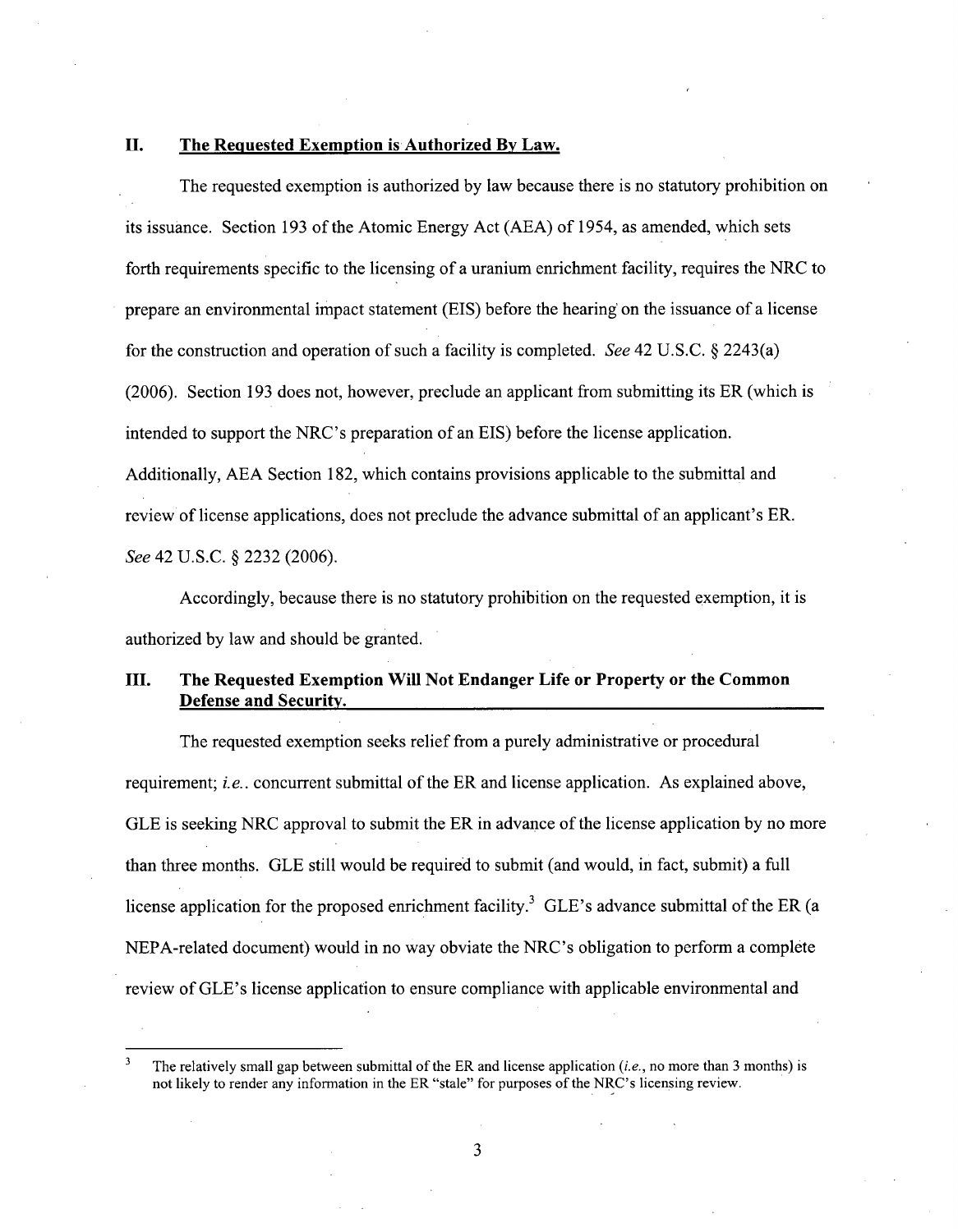## II. The Requested Exemption is Authorized By Law.

The requested exemption is authorized by law because there is no statutory prohibition on its issuance. Section 193 of the Atomic Energy Act (AEA) of 1954, as amended, which sets forth requirements specific to the licensing of a uranium enrichment facility, requires the NRC to prepare an environmental impact statement (EIS) before the hearing on the issuance of a license for the construction and operation of such a facility is completed. *See* 42 U.S.C. § 2243(a) (2006). Section 193 does not, however, preclude an applicant from submitting its ER (which is intended to support the NRC's preparation of an EIS) before the license application. Additionally, AEA Section 182, which contains provisions applicable to the submittal and review of license applications, does not preclude the advance submittal of an applicant's ER. *See* 42 U.S.C. § 2232 (2006).

Accordingly, because there is no statutory prohibition on the requested exemption, it is authorized by law and should be granted.

## III. The Requested Exemption Will Not Endanger Life or Property or the Common Defense and Security.

The requested exemption seeks relief from a purely administrative or procedural requirement; *i.e.*. concurrent submittal of the ER and license application. As explained above, GLE is seeking NRC approval to submit the ER in advance of the license application by no more than three months. GLE still would be required to submit (and would, in fact, submit) a full license application for the proposed enrichment facility.[3] GLE's advance submittal of the ER (a NEPA-related document) would in no way obviate the NRC's obligation to perform a complete review of GLE's license application to ensure compliance with applicable environmental and

[3] The relatively small gap between submittal of the ER and license application (*i.e.*, no more than 3 months) is not likely to render any information in the ER "stale" for purposes of the NRC's licensing review.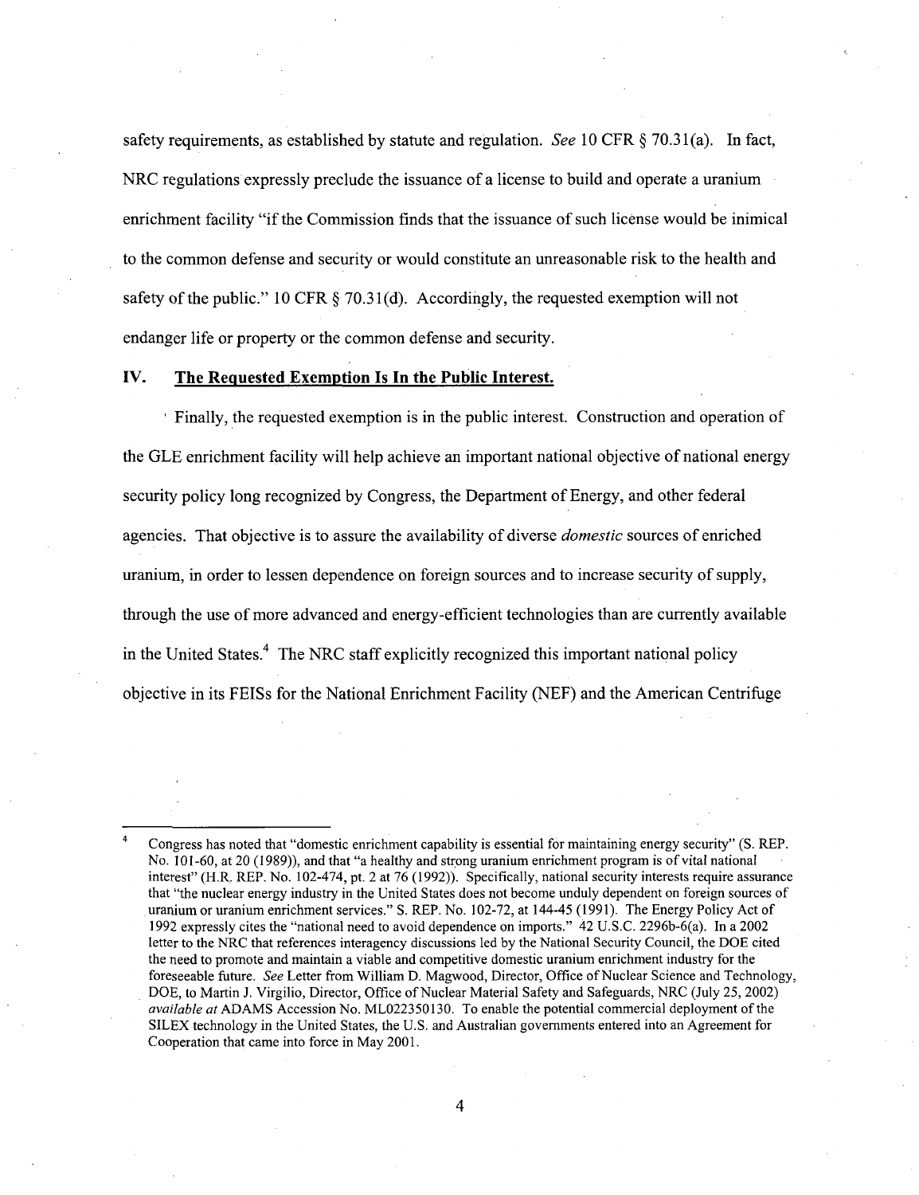safety requirements, as established by statute and regulation. *See* 10 CFR § 70.31(a). In fact, NRC regulations expressly preclude the issuance of a license to build and operate a uranium enrichment facility "if the Commission finds that the issuance of such license would be inimical to the common defense and security or would constitute an unreasonable risk to the health and safety of the public." 10 CFR § 70.31(d). Accordingly, the requested exemption will not endanger life or property or the common defense and security.

## IV. The Requested Exemption Is In the Public Interest.

Finally, the requested exemption is in the public interest. Construction and operation of the GLE enrichment facility will help achieve an important national objective of national energy security policy long recognized by Congress, the Department of Energy, and other federal agencies. That objective is to assure the availability of diverse *domestic* sources of enriched uranium, in order to lessen dependence on foreign sources and to increase security of supply, through the use of more advanced and energy-efficient technologies than are currently available in the United States.[4] The NRC staff explicitly recognized this important national policy objective in its FEISs for the National Enrichment Facility (NEF) and the American Centrifuge

---

[4] Congress has noted that "domestic enrichment capability is essential for maintaining energy security" (S. REP. No. 101-60, at 20 (1989)), and that "a healthy and strong uranium enrichment program is of vital national interest" (H.R. REP. No. 102-474, pt. 2 at 76 (1992)). Specifically, national security interests require assurance that "the nuclear energy industry in the United States does not become unduly dependent on foreign sources of uranium or uranium enrichment services." S. REP. No. 102-72, at 144-45 (1991). The Energy Policy Act of 1992 expressly cites the "national need to avoid dependence on imports." 42 U.S.C. 2296b-6(a). In a 2002 letter to the NRC that references interagency discussions led by the National Security Council, the DOE cited the need to promote and maintain a viable and competitive domestic uranium enrichment industry for the foreseeable future. *See* Letter from William D. Magwood, Director, Office of Nuclear Science and Technology, DOE, to Martin J. Virgilio, Director, Office of Nuclear Material Safety and Safeguards, NRC (July 25, 2002) *available at* ADAMS Accession No. ML022350130. To enable the potential commercial deployment of the SILEX technology in the United States, the U.S. and Australian governments entered into an Agreement for Cooperation that came into force in May 2001.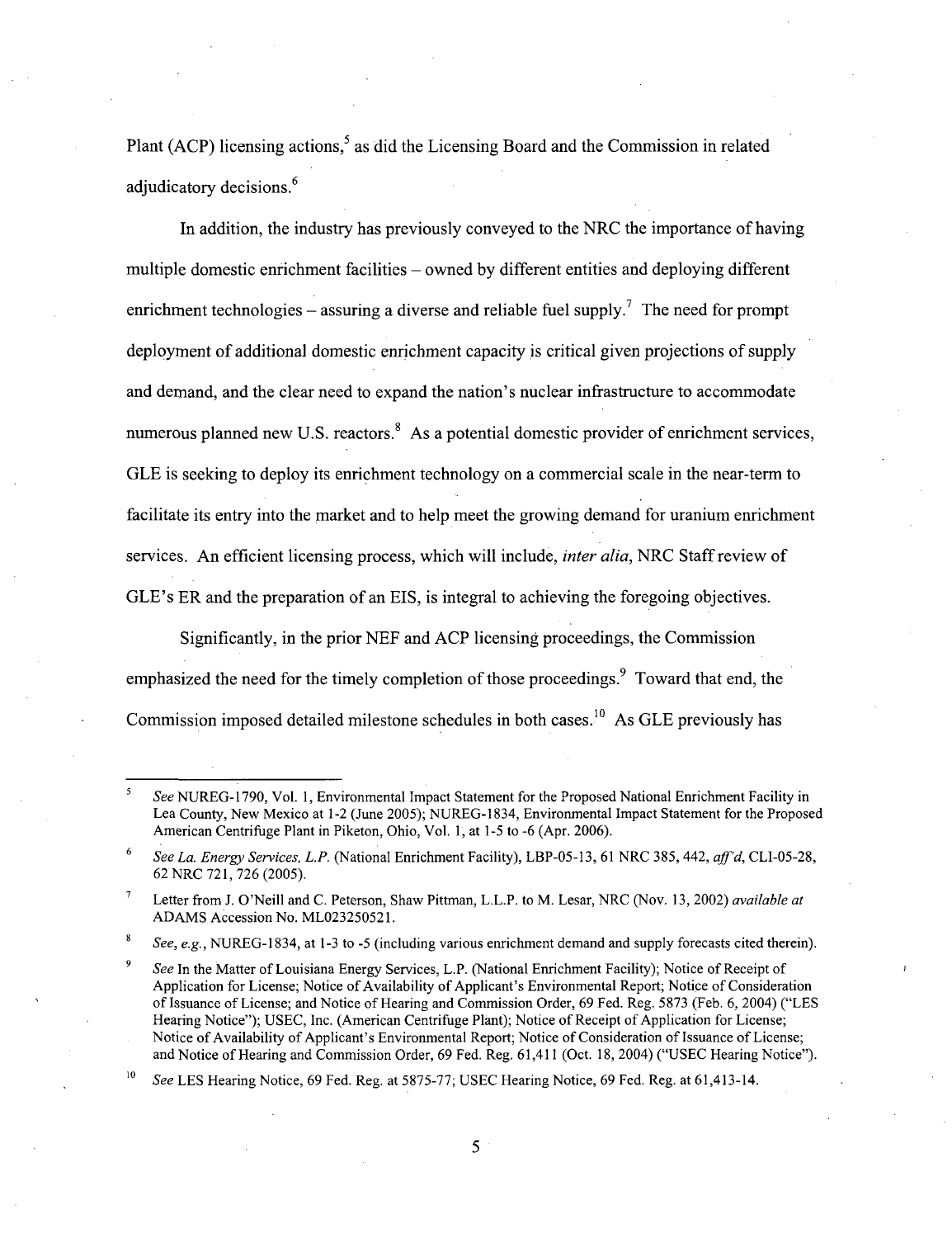Plant (ACP) licensing actions,[5] as did the Licensing Board and the Commission in related adjudicatory decisions.[6]

In addition, the industry has previously conveyed to the NRC the importance of having multiple domestic enrichment facilities – owned by different entities and deploying different enrichment technologies – assuring a diverse and reliable fuel supply.[7] The need for prompt deployment of additional domestic enrichment capacity is critical given projections of supply and demand, and the clear need to expand the nation's nuclear infrastructure to accommodate numerous planned new U.S. reactors.[8] As a potential domestic provider of enrichment services, GLE is seeking to deploy its enrichment technology on a commercial scale in the near-term to facilitate its entry into the market and to help meet the growing demand for uranium enrichment services. An efficient licensing process, which will include, *inter alia*, NRC Staff review of GLE's ER and the preparation of an EIS, is integral to achieving the foregoing objectives.

Significantly, in the prior NEF and ACP licensing proceedings, the Commission emphasized the need for the timely completion of those proceedings.[9] Toward that end, the Commission imposed detailed milestone schedules in both cases.[10] As GLE previously has

---

[5] *See* NUREG-1790, Vol. 1, Environmental Impact Statement for the Proposed National Enrichment Facility in Lea County, New Mexico at 1-2 (June 2005); NUREG-1834, Environmental Impact Statement for the Proposed American Centrifuge Plant in Piketon, Ohio, Vol. 1, at 1-5 to -6 (Apr. 2006).

[6] *See La. Energy Services, L.P.* (National Enrichment Facility), LBP-05-13, 61 NRC 385, 442, *aff'd*, CLI-05-28, 62 NRC 721, 726 (2005).

[7] Letter from J. O'Neill and C. Peterson, Shaw Pittman, L.L.P. to M. Lesar, NRC (Nov. 13, 2002) *available at* ADAMS Accession No. ML023250521.

[8] *See, e.g.*, NUREG-1834, at 1-3 to -5 (including various enrichment demand and supply forecasts cited therein).

[9] *See* In the Matter of Louisiana Energy Services, L.P. (National Enrichment Facility); Notice of Receipt of Application for License; Notice of Availability of Applicant's Environmental Report; Notice of Consideration of Issuance of License; and Notice of Hearing and Commission Order, 69 Fed. Reg. 5873 (Feb. 6, 2004) ("LES Hearing Notice"); USEC, Inc. (American Centrifuge Plant); Notice of Receipt of Application for License; Notice of Availability of Applicant's Environmental Report; Notice of Consideration of Issuance of License; and Notice of Hearing and Commission Order, 69 Fed. Reg. 61,411 (Oct. 18, 2004) ("USEC Hearing Notice").

[10] *See* LES Hearing Notice, 69 Fed. Reg. at 5875-77; USEC Hearing Notice, 69 Fed. Reg. at 61,413-14.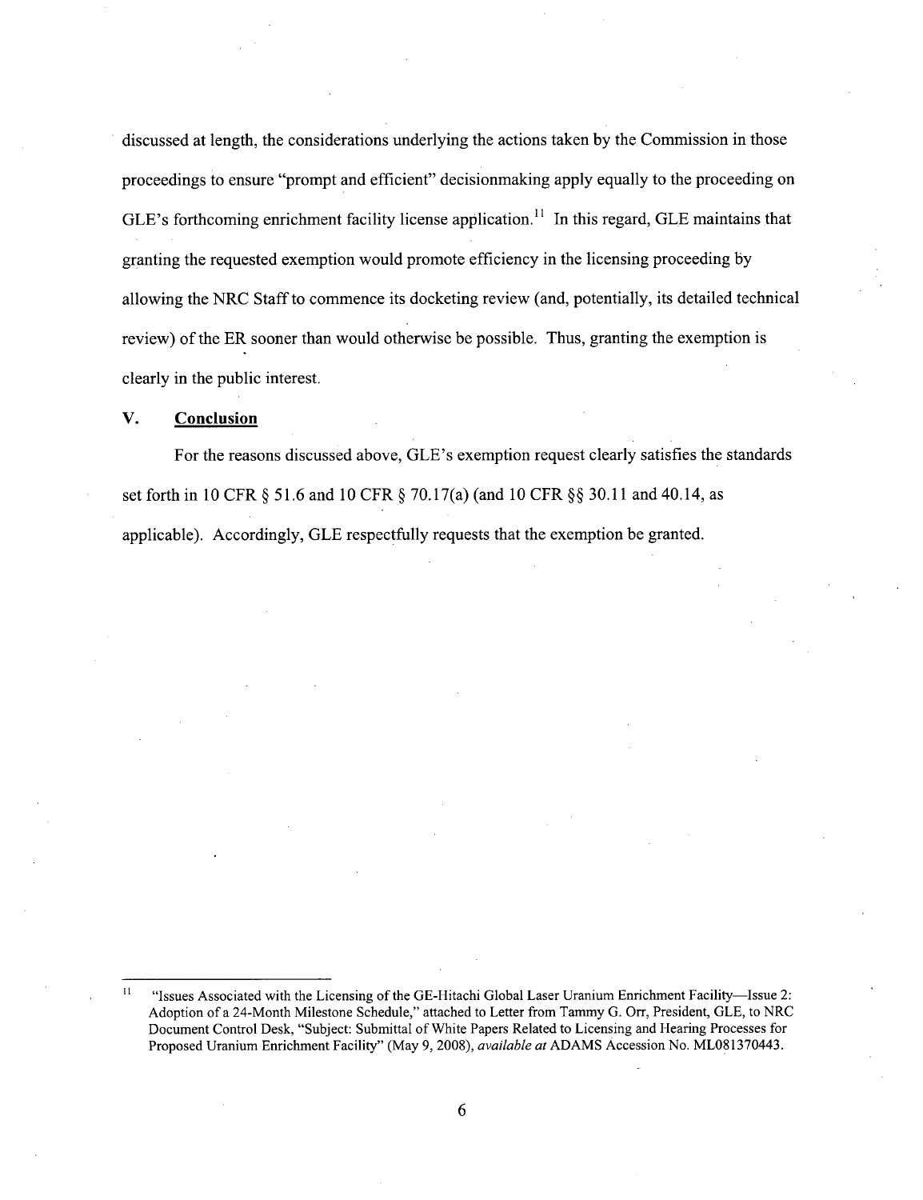discussed at length, the considerations underlying the actions taken by the Commission in those proceedings to ensure "prompt and efficient" decisionmaking apply equally to the proceeding on GLE's forthcoming enrichment facility license application.[11] In this regard, GLE maintains that granting the requested exemption would promote efficiency in the licensing proceeding by allowing the NRC Staff to commence its docketing review (and, potentially, its detailed technical review) of the ER sooner than would otherwise be possible. Thus, granting the exemption is clearly in the public interest.

## V. Conclusion

For the reasons discussed above, GLE's exemption request clearly satisfies the standards set forth in 10 CFR § 51.6 and 10 CFR § 70.17(a) (and 10 CFR §§ 30.11 and 40.14, as applicable). Accordingly, GLE respectfully requests that the exemption be granted.

---

[11] "Issues Associated with the Licensing of the GE-Hitachi Global Laser Uranium Enrichment Facility—Issue 2: Adoption of a 24-Month Milestone Schedule," attached to Letter from Tammy G. Orr, President, GLE, to NRC Document Control Desk, "Subject: Submittal of White Papers Related to Licensing and Hearing Processes for Proposed Uranium Enrichment Facility" (May 9, 2008), *available at* ADAMS Accession No. ML081370443.